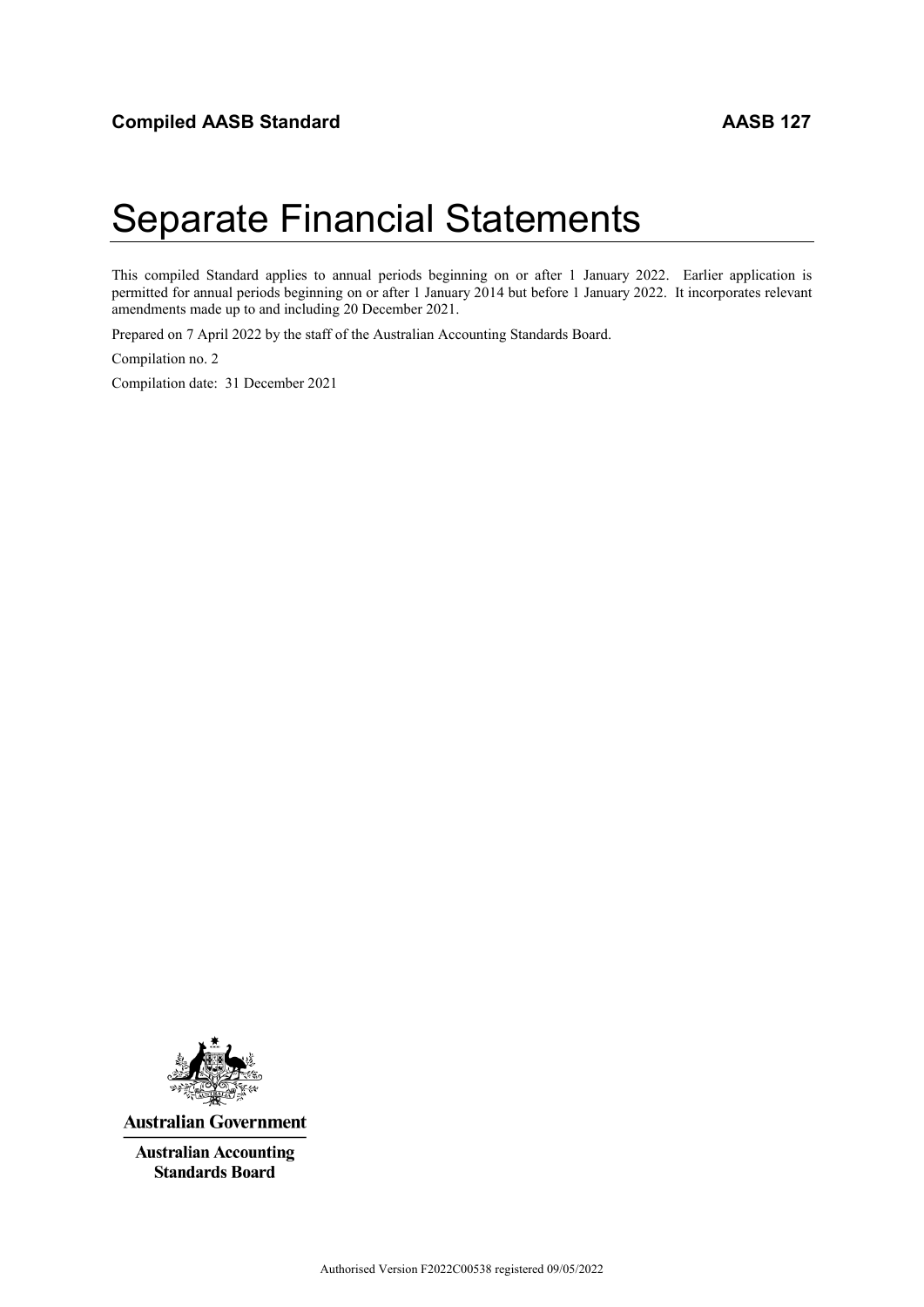**Compiled AASB Standard** **AASB 127**

# Separate Financial Statements

This compiled Standard applies to annual periods beginning on or after 1 January 2022. Earlier application is permitted for annual periods beginning on or after 1 January 2014 but before 1 January 2022. It incorporates relevant amendments made up to and including 20 December 2021.

Prepared on 7 April 2022 by the staff of the Australian Accounting Standards Board.

Compilation no. 2

Compilation date: 31 December 2021

**Australian Government**

**Australian Accounting Standards Board**

Authorised Version F2022C00538 registered 09/05/2022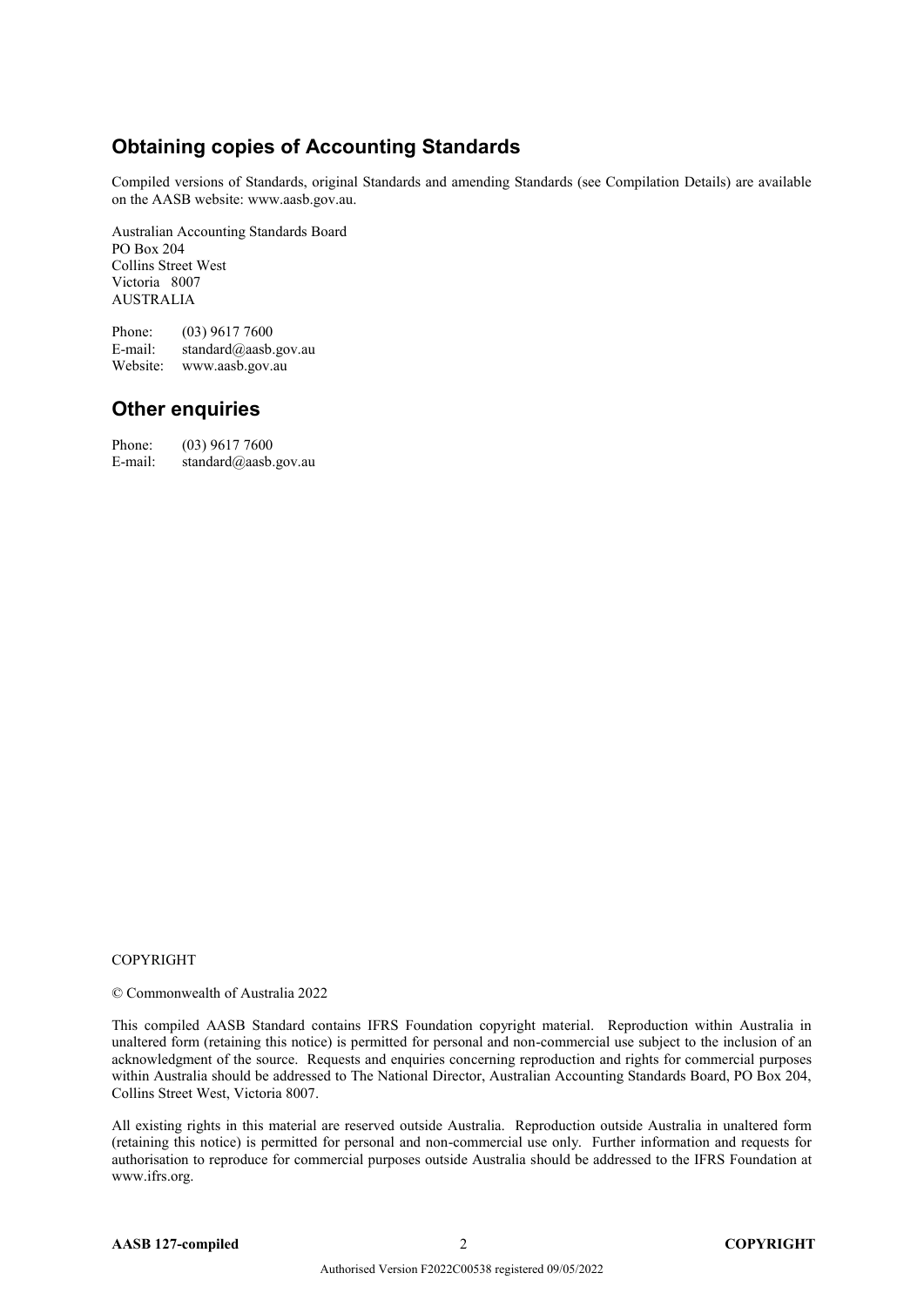## Obtaining copies of Accounting Standards

Compiled versions of Standards, original Standards and amending Standards (see Compilation Details) are available on the AASB website: www.aasb.gov.au.

Australian Accounting Standards Board
PO Box 204
Collins Street West
Victoria 8007
AUSTRALIA

Phone: (03) 9617 7600
E-mail: standard@aasb.gov.au
Website: www.aasb.gov.au

## Other enquiries

Phone: (03) 9617 7600
E-mail: standard@aasb.gov.au

COPYRIGHT

© Commonwealth of Australia 2022

This compiled AASB Standard contains IFRS Foundation copyright material. Reproduction within Australia in unaltered form (retaining this notice) is permitted for personal and non-commercial use subject to the inclusion of an acknowledgment of the source. Requests and enquiries concerning reproduction and rights for commercial purposes within Australia should be addressed to The National Director, Australian Accounting Standards Board, PO Box 204, Collins Street West, Victoria 8007.

All existing rights in this material are reserved outside Australia. Reproduction outside Australia in unaltered form (retaining this notice) is permitted for personal and non-commercial use only. Further information and requests for authorisation to reproduce for commercial purposes outside Australia should be addressed to the IFRS Foundation at www.ifrs.org.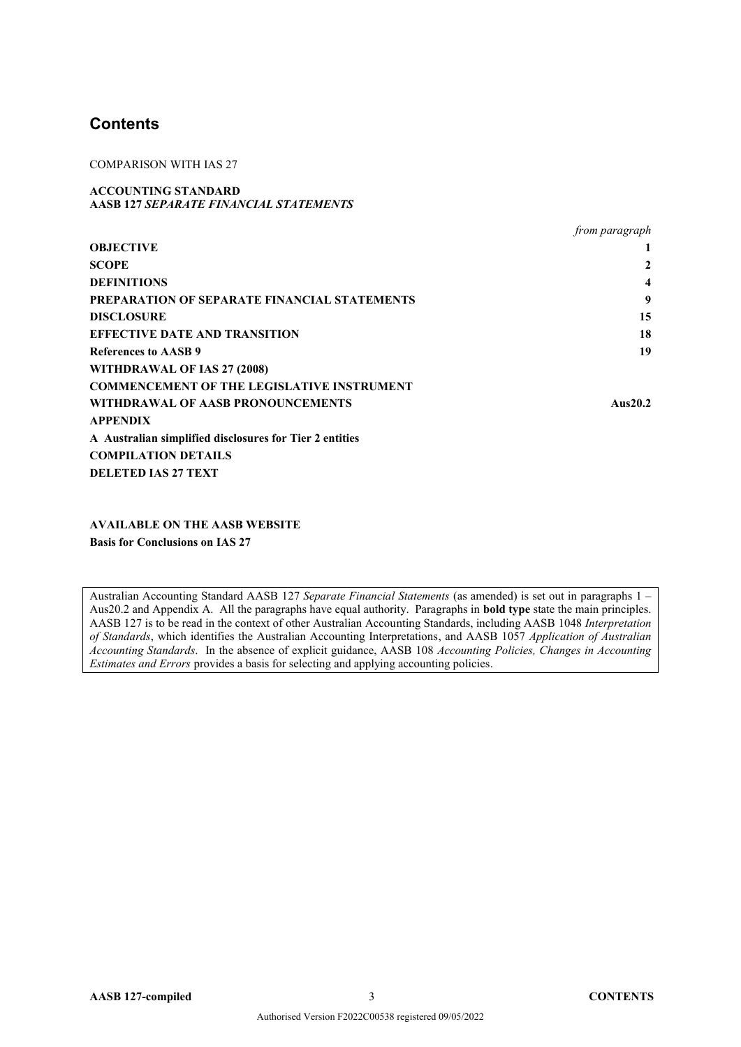# Contents

COMPARISON WITH IAS 27

**ACCOUNTING STANDARD**
**AASB 127 *SEPARATE FINANCIAL STATEMENTS***

| | *from paragraph* |
|---|---|
| **OBJECTIVE** | **1** |
| **SCOPE** | **2** |
| **DEFINITIONS** | **4** |
| **PREPARATION OF SEPARATE FINANCIAL STATEMENTS** | **9** |
| **DISCLOSURE** | **15** |
| **EFFECTIVE DATE AND TRANSITION** | **18** |
| **References to AASB 9** | **19** |
| **WITHDRAWAL OF IAS 27 (2008)** | |
| **COMMENCEMENT OF THE LEGISLATIVE INSTRUMENT** | |
| **WITHDRAWAL OF AASB PRONOUNCEMENTS** | **Aus20.2** |
| **APPENDIX** | |
| **A Australian simplified disclosures for Tier 2 entities** | |
| **COMPILATION DETAILS** | |
| **DELETED IAS 27 TEXT** | |

**AVAILABLE ON THE AASB WEBSITE**
**Basis for Conclusions on IAS 27**

Australian Accounting Standard AASB 127 *Separate Financial Statements* (as amended) is set out in paragraphs 1 – Aus20.2 and Appendix A. All the paragraphs have equal authority. Paragraphs in **bold type** state the main principles. AASB 127 is to be read in the context of other Australian Accounting Standards, including AASB 1048 *Interpretation of Standards*, which identifies the Australian Accounting Interpretations, and AASB 1057 *Application of Australian Accounting Standards*. In the absence of explicit guidance, AASB 108 *Accounting Policies, Changes in Accounting Estimates and Errors* provides a basis for selecting and applying accounting policies.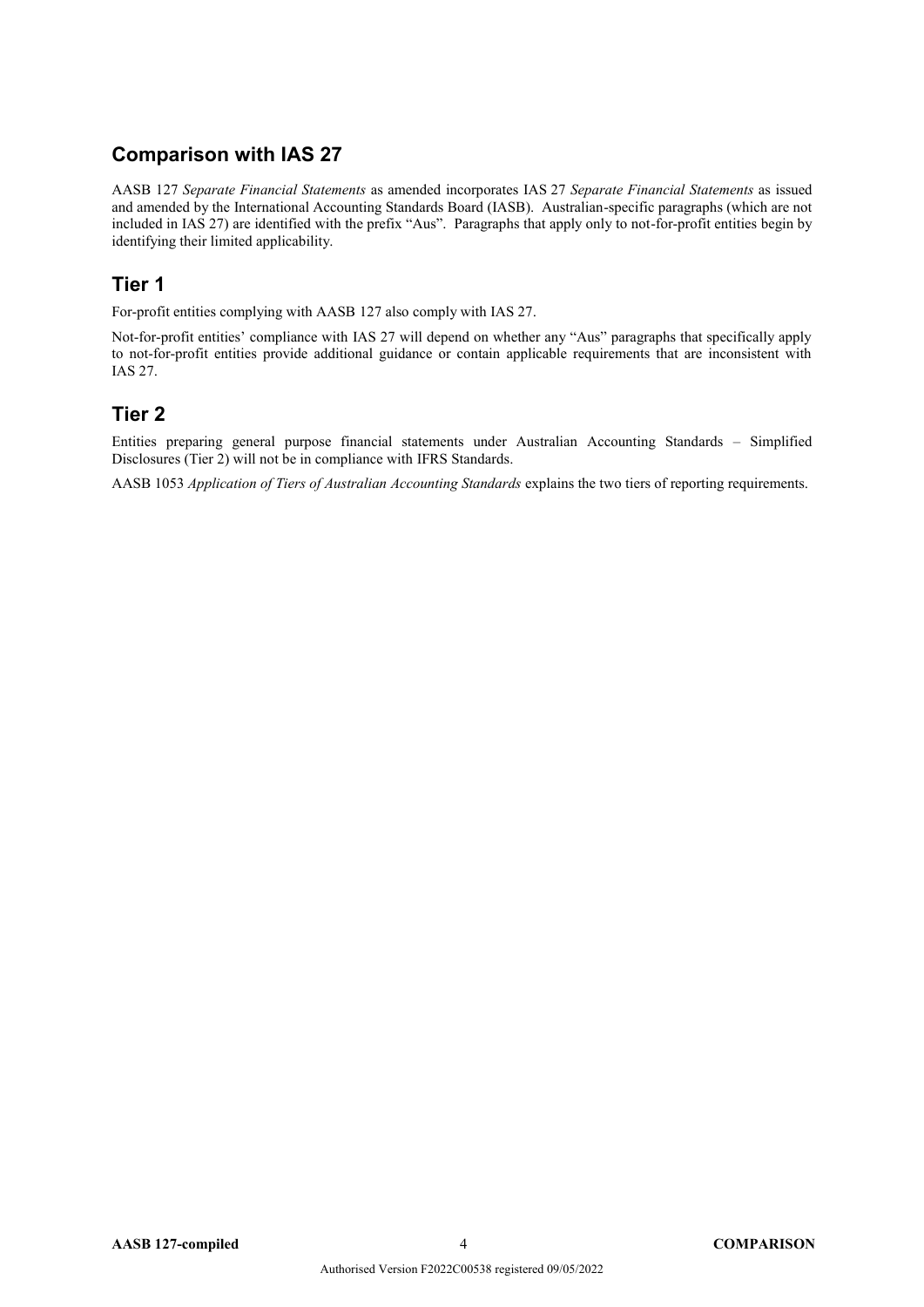## Comparison with IAS 27

AASB 127 *Separate Financial Statements* as amended incorporates IAS 27 *Separate Financial Statements* as issued and amended by the International Accounting Standards Board (IASB). Australian-specific paragraphs (which are not included in IAS 27) are identified with the prefix "Aus". Paragraphs that apply only to not-for-profit entities begin by identifying their limited applicability.

## Tier 1

For-profit entities complying with AASB 127 also comply with IAS 27.

Not-for-profit entities' compliance with IAS 27 will depend on whether any "Aus" paragraphs that specifically apply to not-for-profit entities provide additional guidance or contain applicable requirements that are inconsistent with IAS 27.

## Tier 2

Entities preparing general purpose financial statements under Australian Accounting Standards – Simplified Disclosures (Tier 2) will not be in compliance with IFRS Standards.

AASB 1053 *Application of Tiers of Australian Accounting Standards* explains the two tiers of reporting requirements.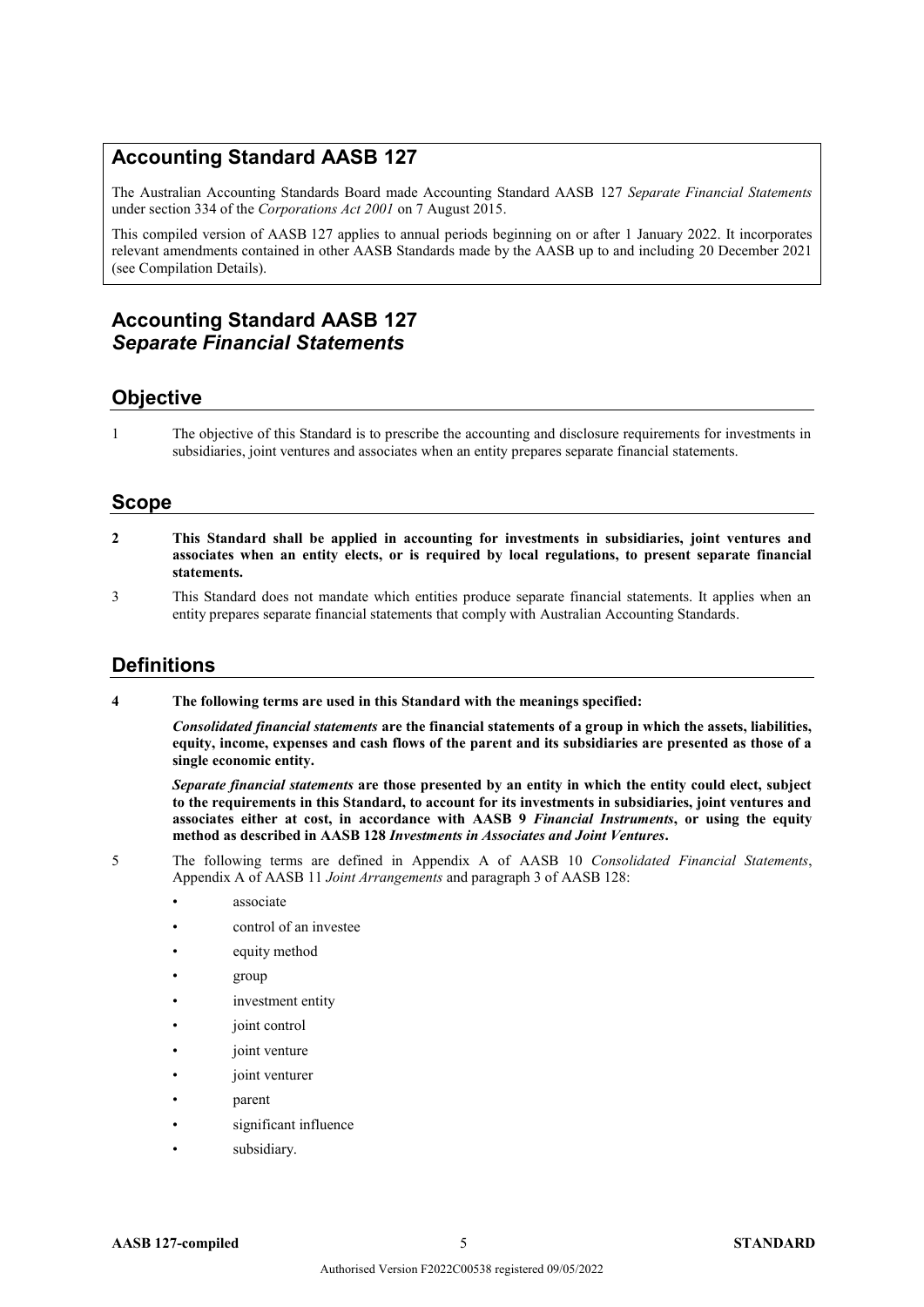## Accounting Standard AASB 127

The Australian Accounting Standards Board made Accounting Standard AASB 127 *Separate Financial Statements* under section 334 of the *Corporations Act 2001* on 7 August 2015.

This compiled version of AASB 127 applies to annual periods beginning on or after 1 January 2022. It incorporates relevant amendments contained in other AASB Standards made by the AASB up to and including 20 December 2021 (see Compilation Details).

# Accounting Standard AASB 127 *Separate Financial Statements*

## Objective

1 The objective of this Standard is to prescribe the accounting and disclosure requirements for investments in subsidiaries, joint ventures and associates when an entity prepares separate financial statements.

## Scope

**2 This Standard shall be applied in accounting for investments in subsidiaries, joint ventures and associates when an entity elects, or is required by local regulations, to present separate financial statements.**

3 This Standard does not mandate which entities produce separate financial statements. It applies when an entity prepares separate financial statements that comply with Australian Accounting Standards.

## Definitions

**4 The following terms are used in this Standard with the meanings specified:**

***Consolidated financial statements*** **are the financial statements of a group in which the assets, liabilities, equity, income, expenses and cash flows of the parent and its subsidiaries are presented as those of a single economic entity.**

***Separate financial statements*** **are those presented by an entity in which the entity could elect, subject to the requirements in this Standard, to account for its investments in subsidiaries, joint ventures and associates either at cost, in accordance with AASB 9** ***Financial Instruments*****, or using the equity method as described in AASB 128** ***Investments in Associates and Joint Ventures*****.**

5 The following terms are defined in Appendix A of AASB 10 *Consolidated Financial Statements*, Appendix A of AASB 11 *Joint Arrangements* and paragraph 3 of AASB 128:

- associate
- control of an investee
- equity method
- group
- investment entity
- joint control
- joint venture
- joint venturer
- parent
- significant influence
- subsidiary.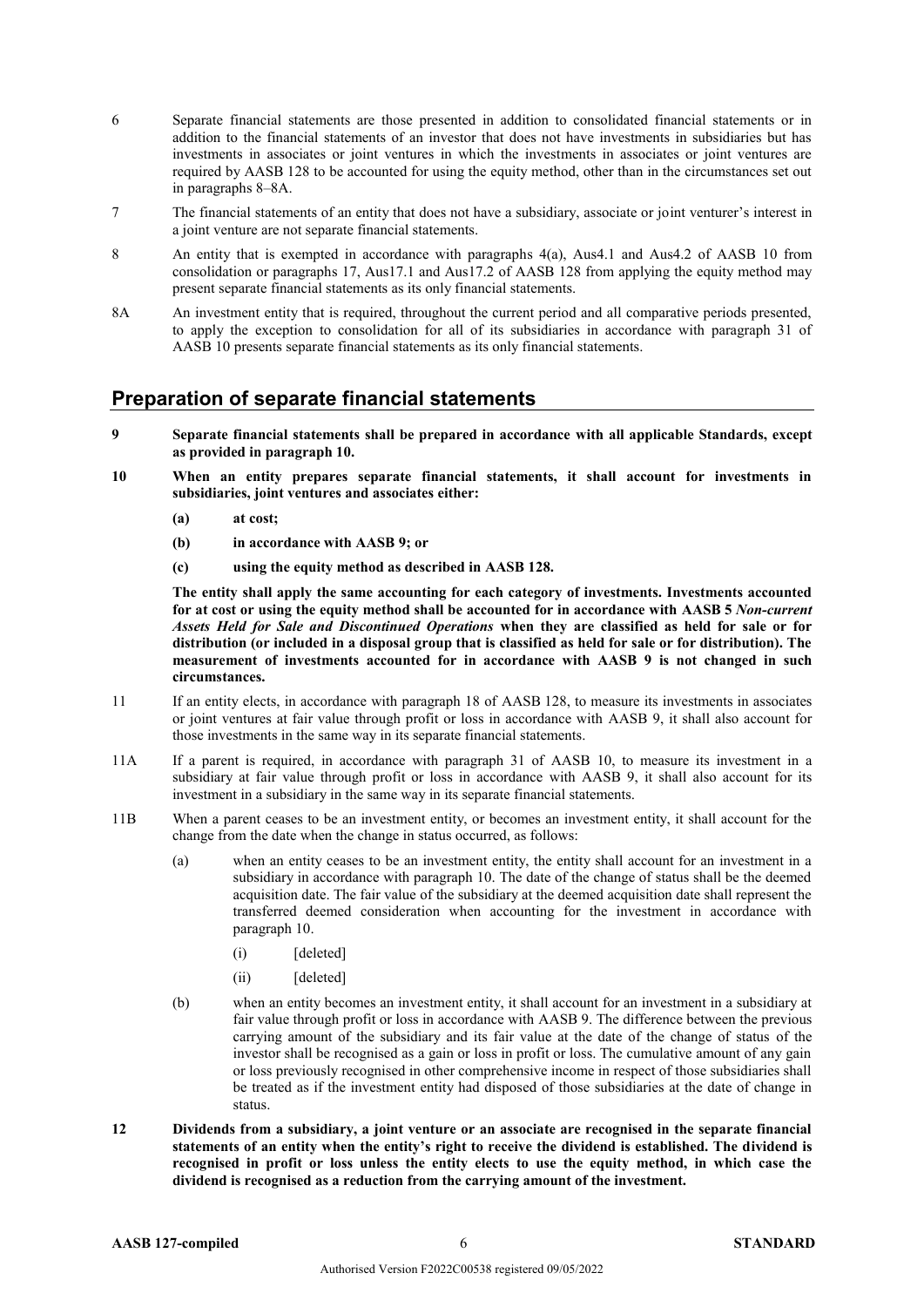6 Separate financial statements are those presented in addition to consolidated financial statements or in addition to the financial statements of an investor that does not have investments in subsidiaries but has investments in associates or joint ventures in which the investments in associates or joint ventures are required by AASB 128 to be accounted for using the equity method, other than in the circumstances set out in paragraphs 8–8A.

7 The financial statements of an entity that does not have a subsidiary, associate or joint venturer's interest in a joint venture are not separate financial statements.

8 An entity that is exempted in accordance with paragraphs 4(a), Aus4.1 and Aus4.2 of AASB 10 from consolidation or paragraphs 17, Aus17.1 and Aus17.2 of AASB 128 from applying the equity method may present separate financial statements as its only financial statements.

8A An investment entity that is required, throughout the current period and all comparative periods presented, to apply the exception to consolidation for all of its subsidiaries in accordance with paragraph 31 of AASB 10 presents separate financial statements as its only financial statements.

## Preparation of separate financial statements

**9 Separate financial statements shall be prepared in accordance with all applicable Standards, except as provided in paragraph 10.**

**10 When an entity prepares separate financial statements, it shall account for investments in subsidiaries, joint ventures and associates either:**

**(a) at cost;**

**(b) in accordance with AASB 9; or**

**(c) using the equity method as described in AASB 128.**

**The entity shall apply the same accounting for each category of investments. Investments accounted for at cost or using the equity method shall be accounted for in accordance with AASB 5 *Non-current Assets Held for Sale and Discontinued Operations* when they are classified as held for sale or for distribution (or included in a disposal group that is classified as held for sale or for distribution). The measurement of investments accounted for in accordance with AASB 9 is not changed in such circumstances.**

11 If an entity elects, in accordance with paragraph 18 of AASB 128, to measure its investments in associates or joint ventures at fair value through profit or loss in accordance with AASB 9, it shall also account for those investments in the same way in its separate financial statements.

11A If a parent is required, in accordance with paragraph 31 of AASB 10, to measure its investment in a subsidiary at fair value through profit or loss in accordance with AASB 9, it shall also account for its investment in a subsidiary in the same way in its separate financial statements.

11B When a parent ceases to be an investment entity, or becomes an investment entity, it shall account for the change from the date when the change in status occurred, as follows:

(a) when an entity ceases to be an investment entity, the entity shall account for an investment in a subsidiary in accordance with paragraph 10. The date of the change of status shall be the deemed acquisition date. The fair value of the subsidiary at the deemed acquisition date shall represent the transferred deemed consideration when accounting for the investment in accordance with paragraph 10.

(i) [deleted]

(ii) [deleted]

(b) when an entity becomes an investment entity, it shall account for an investment in a subsidiary at fair value through profit or loss in accordance with AASB 9. The difference between the previous carrying amount of the subsidiary and its fair value at the date of the change of status of the investor shall be recognised as a gain or loss in profit or loss. The cumulative amount of any gain or loss previously recognised in other comprehensive income in respect of those subsidiaries shall be treated as if the investment entity had disposed of those subsidiaries at the date of change in status.

**12 Dividends from a subsidiary, a joint venture or an associate are recognised in the separate financial statements of an entity when the entity's right to receive the dividend is established. The dividend is recognised in profit or loss unless the entity elects to use the equity method, in which case the dividend is recognised as a reduction from the carrying amount of the investment.**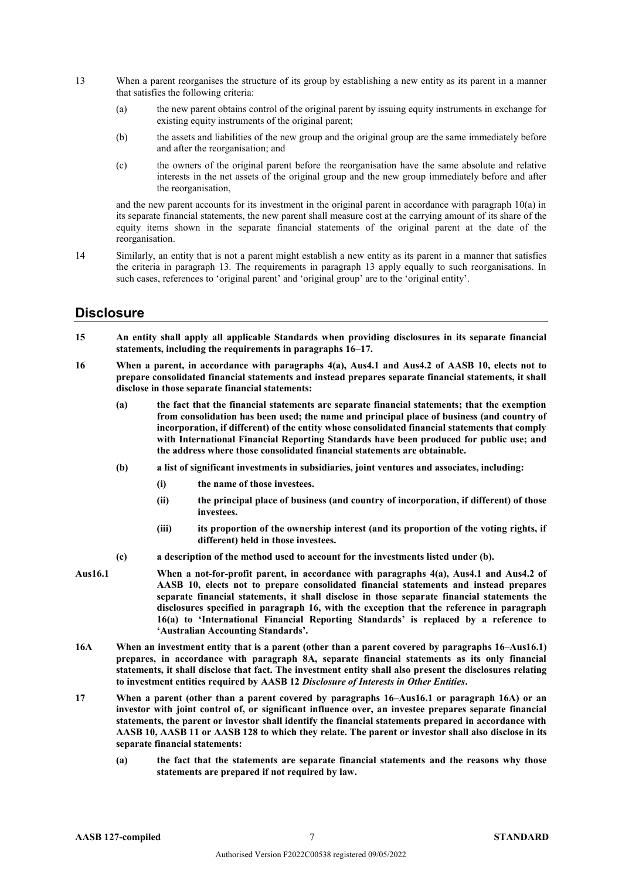13 When a parent reorganises the structure of its group by establishing a new entity as its parent in a manner that satisfies the following criteria:

(a) the new parent obtains control of the original parent by issuing equity instruments in exchange for existing equity instruments of the original parent;

(b) the assets and liabilities of the new group and the original group are the same immediately before and after the reorganisation; and

(c) the owners of the original parent before the reorganisation have the same absolute and relative interests in the net assets of the original group and the new group immediately before and after the reorganisation,

and the new parent accounts for its investment in the original parent in accordance with paragraph 10(a) in its separate financial statements, the new parent shall measure cost at the carrying amount of its share of the equity items shown in the separate financial statements of the original parent at the date of the reorganisation.

14 Similarly, an entity that is not a parent might establish a new entity as its parent in a manner that satisfies the criteria in paragraph 13. The requirements in paragraph 13 apply equally to such reorganisations. In such cases, references to 'original parent' and 'original group' are to the 'original entity'.

## Disclosure

**15 An entity shall apply all applicable Standards when providing disclosures in its separate financial statements, including the requirements in paragraphs 16–17.**

**16 When a parent, in accordance with paragraphs 4(a), Aus4.1 and Aus4.2 of AASB 10, elects not to prepare consolidated financial statements and instead prepares separate financial statements, it shall disclose in those separate financial statements:**

**(a) the fact that the financial statements are separate financial statements; that the exemption from consolidation has been used; the name and principal place of business (and country of incorporation, if different) of the entity whose consolidated financial statements that comply with International Financial Reporting Standards have been produced for public use; and the address where those consolidated financial statements are obtainable.**

**(b) a list of significant investments in subsidiaries, joint ventures and associates, including:**

**(i) the name of those investees.**

**(ii) the principal place of business (and country of incorporation, if different) of those investees.**

**(iii) its proportion of the ownership interest (and its proportion of the voting rights, if different) held in those investees.**

**(c) a description of the method used to account for the investments listed under (b).**

**Aus16.1 When a not-for-profit parent, in accordance with paragraphs 4(a), Aus4.1 and Aus4.2 of AASB 10, elects not to prepare consolidated financial statements and instead prepares separate financial statements, it shall disclose in those separate financial statements the disclosures specified in paragraph 16, with the exception that the reference in paragraph 16(a) to 'International Financial Reporting Standards' is replaced by a reference to 'Australian Accounting Standards'.**

**16A When an investment entity that is a parent (other than a parent covered by paragraphs 16–Aus16.1) prepares, in accordance with paragraph 8A, separate financial statements as its only financial statements, it shall disclose that fact. The investment entity shall also present the disclosures relating to investment entities required by AASB 12 *Disclosure of Interests in Other Entities*.**

**17 When a parent (other than a parent covered by paragraphs 16–Aus16.1 or paragraph 16A) or an investor with joint control of, or significant influence over, an investee prepares separate financial statements, the parent or investor shall identify the financial statements prepared in accordance with AASB 10, AASB 11 or AASB 128 to which they relate. The parent or investor shall also disclose in its separate financial statements:**

**(a) the fact that the statements are separate financial statements and the reasons why those statements are prepared if not required by law.**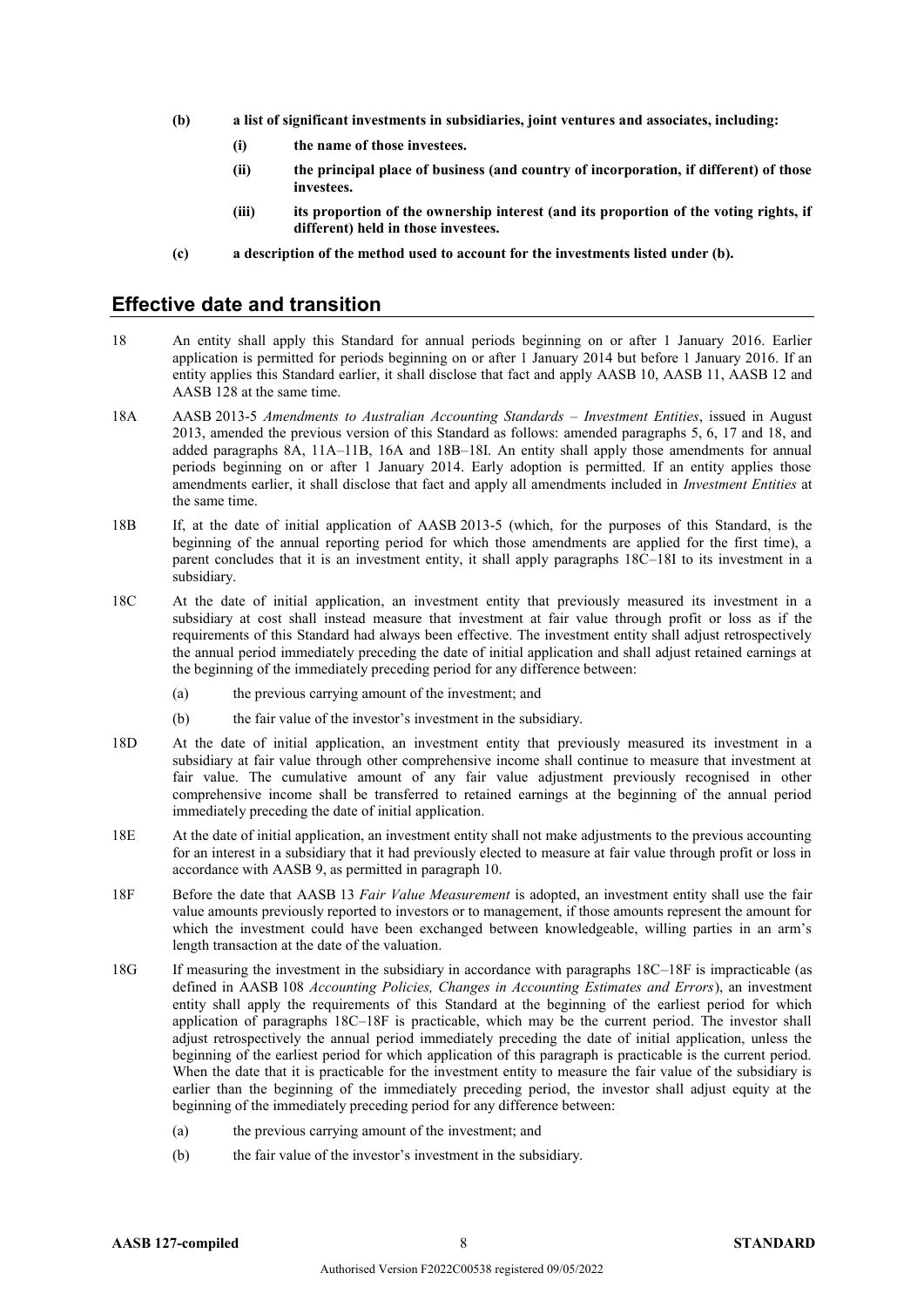**(b) a list of significant investments in subsidiaries, joint ventures and associates, including:**

**(i) the name of those investees.**

**(ii) the principal place of business (and country of incorporation, if different) of those investees.**

**(iii) its proportion of the ownership interest (and its proportion of the voting rights, if different) held in those investees.**

**(c) a description of the method used to account for the investments listed under (b).**

## Effective date and transition

18 An entity shall apply this Standard for annual periods beginning on or after 1 January 2016. Earlier application is permitted for periods beginning on or after 1 January 2014 but before 1 January 2016. If an entity applies this Standard earlier, it shall disclose that fact and apply AASB 10, AASB 11, AASB 12 and AASB 128 at the same time.

18A AASB 2013-5 *Amendments to Australian Accounting Standards – Investment Entities*, issued in August 2013, amended the previous version of this Standard as follows: amended paragraphs 5, 6, 17 and 18, and added paragraphs 8A, 11A–11B, 16A and 18B–18I. An entity shall apply those amendments for annual periods beginning on or after 1 January 2014. Early adoption is permitted. If an entity applies those amendments earlier, it shall disclose that fact and apply all amendments included in *Investment Entities* at the same time.

18B If, at the date of initial application of AASB 2013-5 (which, for the purposes of this Standard, is the beginning of the annual reporting period for which those amendments are applied for the first time), a parent concludes that it is an investment entity, it shall apply paragraphs 18C–18I to its investment in a subsidiary.

18C At the date of initial application, an investment entity that previously measured its investment in a subsidiary at cost shall instead measure that investment at fair value through profit or loss as if the requirements of this Standard had always been effective. The investment entity shall adjust retrospectively the annual period immediately preceding the date of initial application and shall adjust retained earnings at the beginning of the immediately preceding period for any difference between:

(a) the previous carrying amount of the investment; and

(b) the fair value of the investor's investment in the subsidiary.

18D At the date of initial application, an investment entity that previously measured its investment in a subsidiary at fair value through other comprehensive income shall continue to measure that investment at fair value. The cumulative amount of any fair value adjustment previously recognised in other comprehensive income shall be transferred to retained earnings at the beginning of the annual period immediately preceding the date of initial application.

18E At the date of initial application, an investment entity shall not make adjustments to the previous accounting for an interest in a subsidiary that it had previously elected to measure at fair value through profit or loss in accordance with AASB 9, as permitted in paragraph 10.

18F Before the date that AASB 13 *Fair Value Measurement* is adopted, an investment entity shall use the fair value amounts previously reported to investors or to management, if those amounts represent the amount for which the investment could have been exchanged between knowledgeable, willing parties in an arm's length transaction at the date of the valuation.

18G If measuring the investment in the subsidiary in accordance with paragraphs 18C–18F is impracticable (as defined in AASB 108 *Accounting Policies, Changes in Accounting Estimates and Errors*), an investment entity shall apply the requirements of this Standard at the beginning of the earliest period for which application of paragraphs 18C–18F is practicable, which may be the current period. The investor shall adjust retrospectively the annual period immediately preceding the date of initial application, unless the beginning of the earliest period for which application of this paragraph is practicable is the current period. When the date that it is practicable for the investment entity to measure the fair value of the subsidiary is earlier than the beginning of the immediately preceding period, the investor shall adjust equity at the beginning of the immediately preceding period for any difference between:

(a) the previous carrying amount of the investment; and

(b) the fair value of the investor's investment in the subsidiary.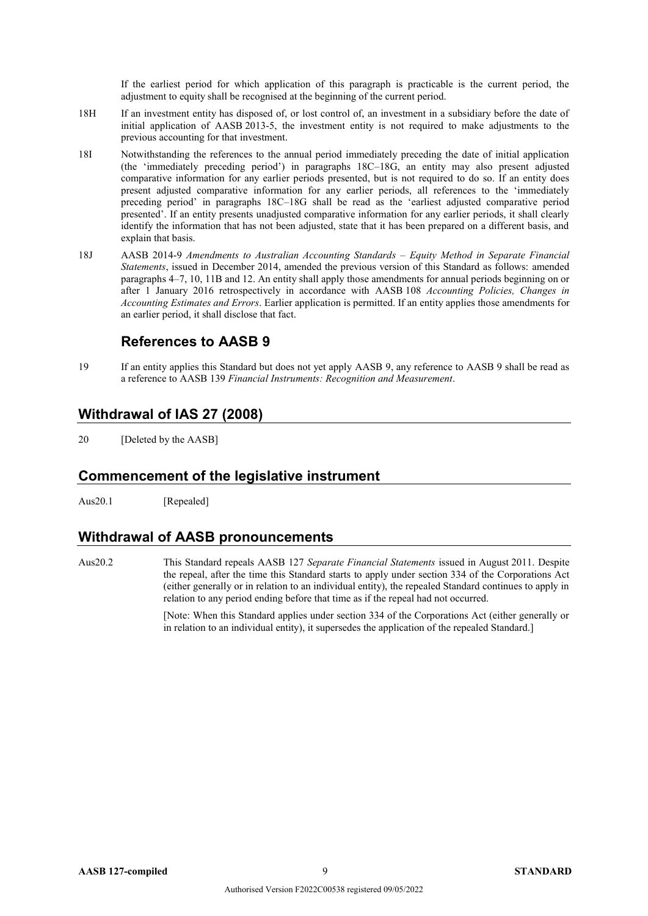If the earliest period for which application of this paragraph is practicable is the current period, the adjustment to equity shall be recognised at the beginning of the current period.

18H If an investment entity has disposed of, or lost control of, an investment in a subsidiary before the date of initial application of AASB 2013-5, the investment entity is not required to make adjustments to the previous accounting for that investment.

18I Notwithstanding the references to the annual period immediately preceding the date of initial application (the 'immediately preceding period') in paragraphs 18C–18G, an entity may also present adjusted comparative information for any earlier periods presented, but is not required to do so. If an entity does present adjusted comparative information for any earlier periods, all references to the 'immediately preceding period' in paragraphs 18C–18G shall be read as the 'earliest adjusted comparative period presented'. If an entity presents unadjusted comparative information for any earlier periods, it shall clearly identify the information that has not been adjusted, state that it has been prepared on a different basis, and explain that basis.

18J AASB 2014-9 *Amendments to Australian Accounting Standards – Equity Method in Separate Financial Statements*, issued in December 2014, amended the previous version of this Standard as follows: amended paragraphs 4–7, 10, 11B and 12. An entity shall apply those amendments for annual periods beginning on or after 1 January 2016 retrospectively in accordance with AASB 108 *Accounting Policies, Changes in Accounting Estimates and Errors*. Earlier application is permitted. If an entity applies those amendments for an earlier period, it shall disclose that fact.

### References to AASB 9

19 If an entity applies this Standard but does not yet apply AASB 9, any reference to AASB 9 shall be read as a reference to AASB 139 *Financial Instruments: Recognition and Measurement*.

## Withdrawal of IAS 27 (2008)

20 [Deleted by the AASB]

## Commencement of the legislative instrument

Aus20.1 [Repealed]

## Withdrawal of AASB pronouncements

Aus20.2 This Standard repeals AASB 127 *Separate Financial Statements* issued in August 2011. Despite the repeal, after the time this Standard starts to apply under section 334 of the Corporations Act (either generally or in relation to an individual entity), the repealed Standard continues to apply in relation to any period ending before that time as if the repeal had not occurred.

[Note: When this Standard applies under section 334 of the Corporations Act (either generally or in relation to an individual entity), it supersedes the application of the repealed Standard.]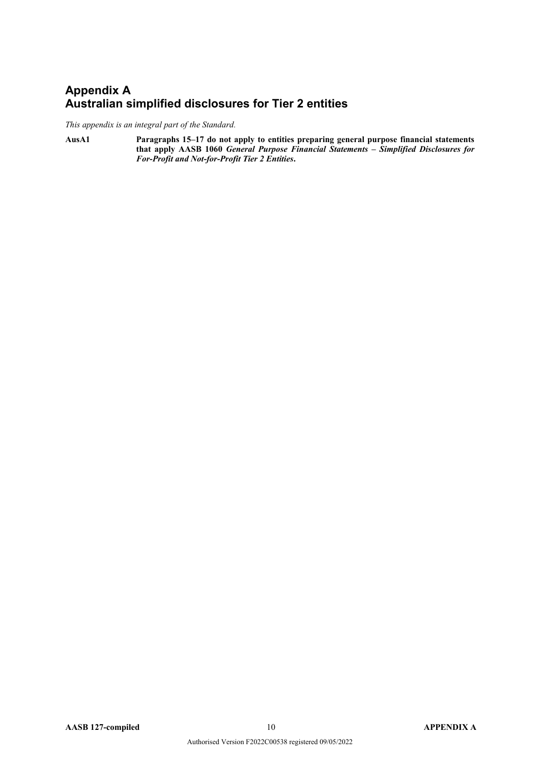# Appendix A
# Australian simplified disclosures for Tier 2 entities

*This appendix is an integral part of the Standard.*

**AusA1** **Paragraphs 15–17 do not apply to entities preparing general purpose financial statements that apply AASB 1060 *General Purpose Financial Statements – Simplified Disclosures for For-Profit and Not-for-Profit Tier 2 Entities*.**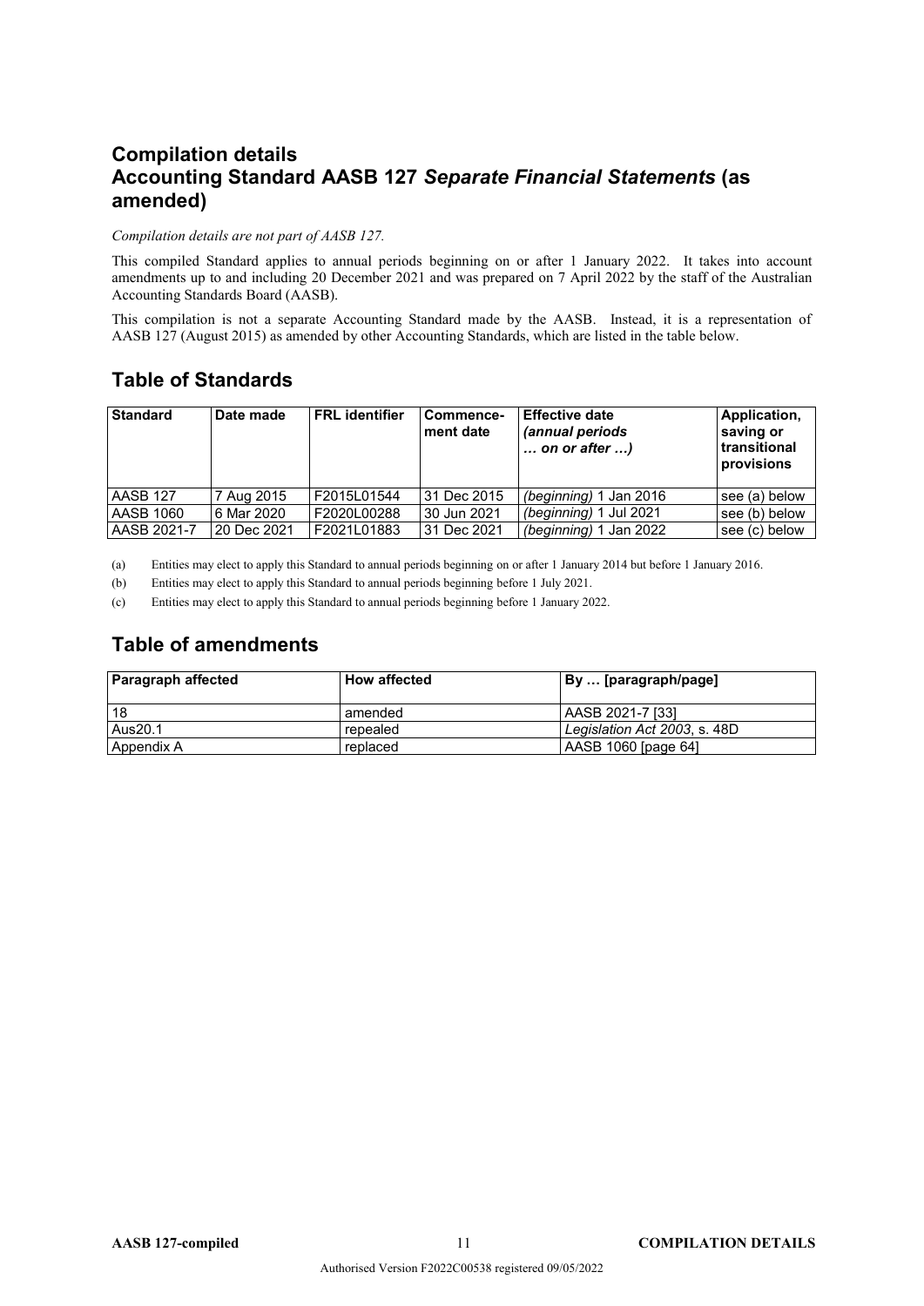## Compilation details
## Accounting Standard AASB 127 *Separate Financial Statements* (as amended)

*Compilation details are not part of AASB 127.*

This compiled Standard applies to annual periods beginning on or after 1 January 2022. It takes into account amendments up to and including 20 December 2021 and was prepared on 7 April 2022 by the staff of the Australian Accounting Standards Board (AASB).

This compilation is not a separate Accounting Standard made by the AASB. Instead, it is a representation of AASB 127 (August 2015) as amended by other Accounting Standards, which are listed in the table below.

## Table of Standards

| Standard | Date made | FRL identifier | Commencement date | Effective date *(annual periods … on or after …)* | Application, saving or transitional provisions |
|---|---|---|---|---|---|
| AASB 127 | 7 Aug 2015 | F2015L01544 | 31 Dec 2015 | *(beginning)* 1 Jan 2016 | see (a) below |
| AASB 1060 | 6 Mar 2020 | F2020L00288 | 30 Jun 2021 | *(beginning)* 1 Jul 2021 | see (b) below |
| AASB 2021-7 | 20 Dec 2021 | F2021L01883 | 31 Dec 2021 | *(beginning)* 1 Jan 2022 | see (c) below |

(a) Entities may elect to apply this Standard to annual periods beginning on or after 1 January 2014 but before 1 January 2016.

(b) Entities may elect to apply this Standard to annual periods beginning before 1 July 2021.

(c) Entities may elect to apply this Standard to annual periods beginning before 1 January 2022.

## Table of amendments

| Paragraph affected | How affected | By … [paragraph/page] |
|---|---|---|
| 18 | amended | AASB 2021-7 [33] |
| Aus20.1 | repealed | *Legislation Act 2003*, s. 48D |
| Appendix A | replaced | AASB 1060 [page 64] |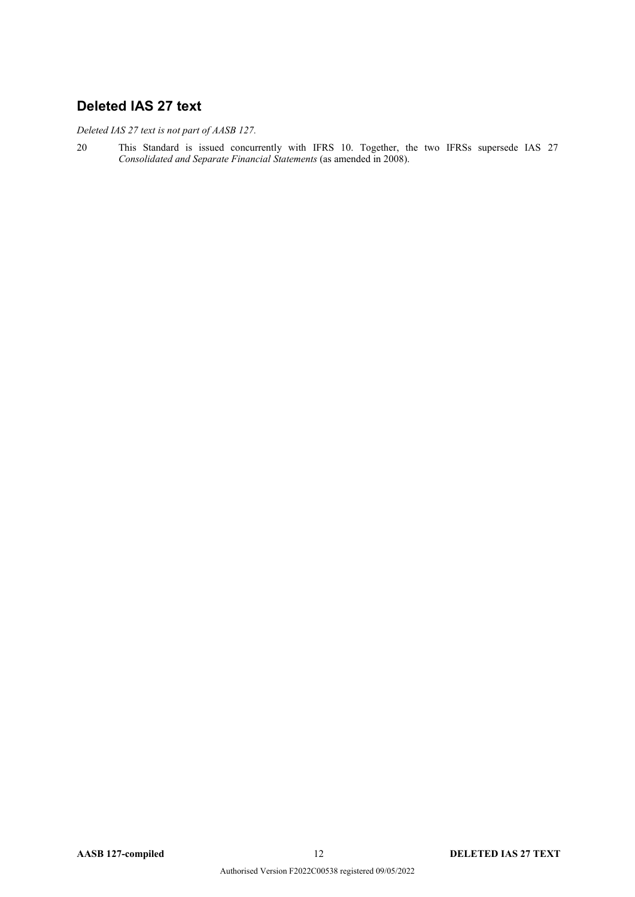## Deleted IAS 27 text

*Deleted IAS 27 text is not part of AASB 127.*

20 This Standard is issued concurrently with IFRS 10. Together, the two IFRSs supersede IAS 27 *Consolidated and Separate Financial Statements* (as amended in 2008).